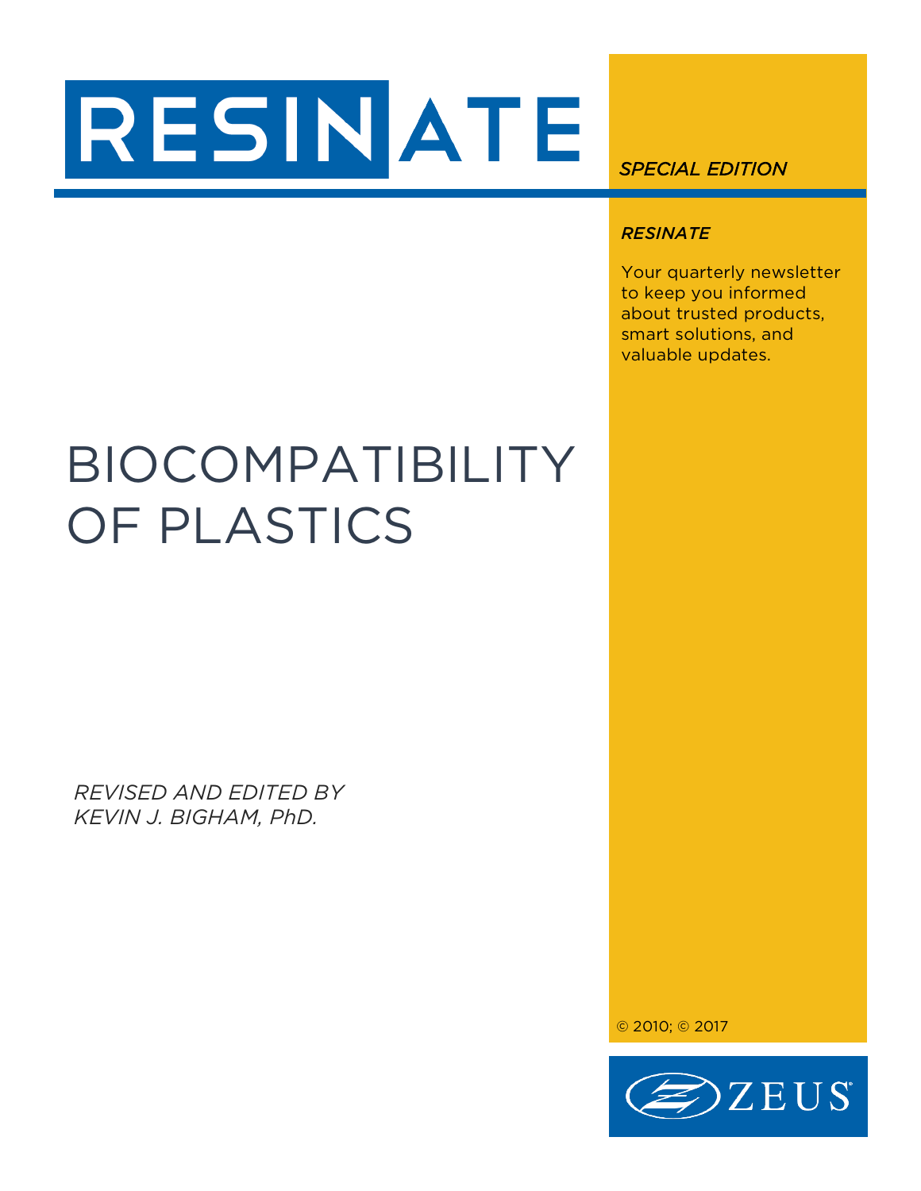# RESINATE

*SPECIAL EDITION*

***RESINATE***

Your quarterly newsletter to keep you informed about trusted products, smart solutions, and valuable updates.

# BIOCOMPATIBILITY OF PLASTICS

*REVISED AND EDITED BY KEVIN J. BIGHAM, PhD.*

© 2010; © 2017

ZEUS®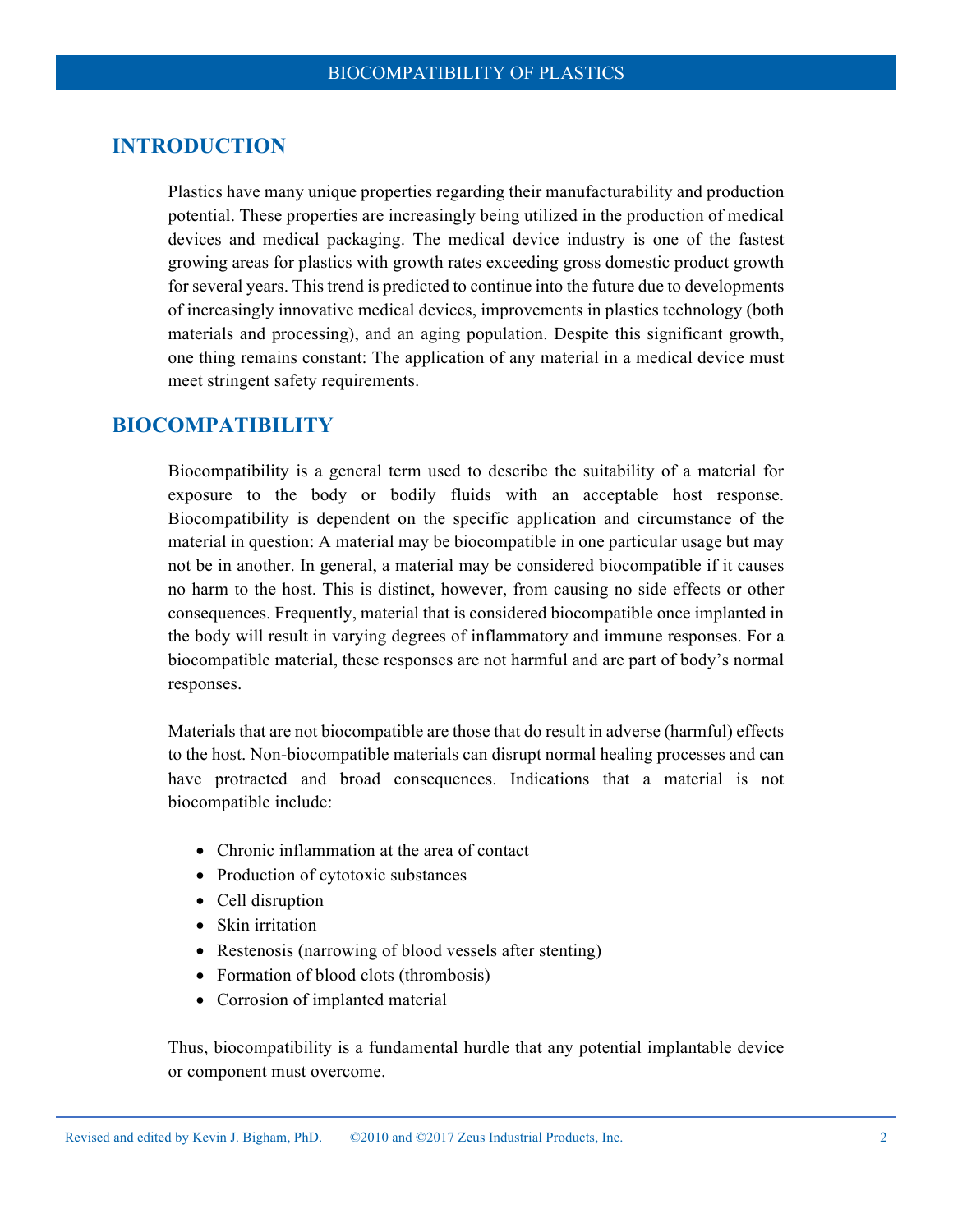## INTRODUCTION

Plastics have many unique properties regarding their manufacturability and production potential. These properties are increasingly being utilized in the production of medical devices and medical packaging. The medical device industry is one of the fastest growing areas for plastics with growth rates exceeding gross domestic product growth for several years. This trend is predicted to continue into the future due to developments of increasingly innovative medical devices, improvements in plastics technology (both materials and processing), and an aging population. Despite this significant growth, one thing remains constant: The application of any material in a medical device must meet stringent safety requirements.

## BIOCOMPATIBILITY

Biocompatibility is a general term used to describe the suitability of a material for exposure to the body or bodily fluids with an acceptable host response. Biocompatibility is dependent on the specific application and circumstance of the material in question: A material may be biocompatible in one particular usage but may not be in another. In general, a material may be considered biocompatible if it causes no harm to the host. This is distinct, however, from causing no side effects or other consequences. Frequently, material that is considered biocompatible once implanted in the body will result in varying degrees of inflammatory and immune responses. For a biocompatible material, these responses are not harmful and are part of body's normal responses.

Materials that are not biocompatible are those that do result in adverse (harmful) effects to the host. Non-biocompatible materials can disrupt normal healing processes and can have protracted and broad consequences. Indications that a material is not biocompatible include:

- Chronic inflammation at the area of contact
- Production of cytotoxic substances
- Cell disruption
- Skin irritation
- Restenosis (narrowing of blood vessels after stenting)
- Formation of blood clots (thrombosis)
- Corrosion of implanted material

Thus, biocompatibility is a fundamental hurdle that any potential implantable device or component must overcome.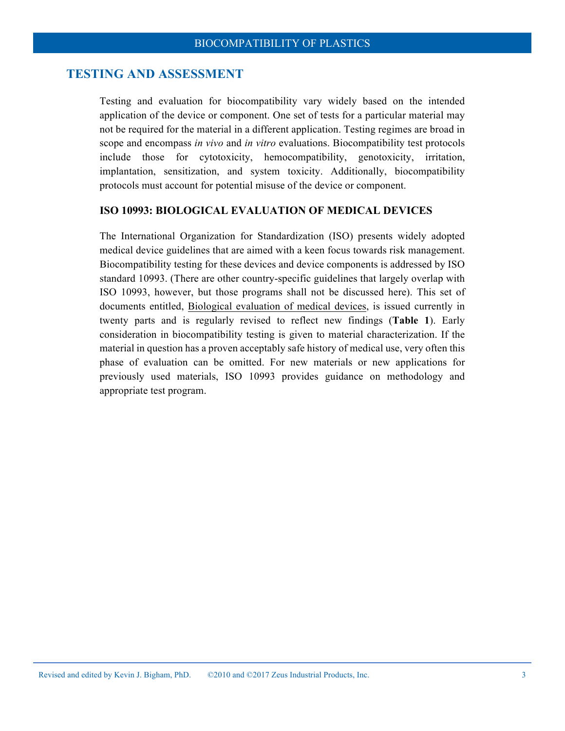## TESTING AND ASSESSMENT

Testing and evaluation for biocompatibility vary widely based on the intended application of the device or component. One set of tests for a particular material may not be required for the material in a different application. Testing regimes are broad in scope and encompass *in vivo* and *in vitro* evaluations. Biocompatibility test protocols include those for cytotoxicity, hemocompatibility, genotoxicity, irritation, implantation, sensitization, and system toxicity. Additionally, biocompatibility protocols must account for potential misuse of the device or component.

### ISO 10993: BIOLOGICAL EVALUATION OF MEDICAL DEVICES

The International Organization for Standardization (ISO) presents widely adopted medical device guidelines that are aimed with a keen focus towards risk management. Biocompatibility testing for these devices and device components is addressed by ISO standard 10993. (There are other country-specific guidelines that largely overlap with ISO 10993, however, but those programs shall not be discussed here). This set of documents entitled, <u>Biological evaluation of medical devices</u>, is issued currently in twenty parts and is regularly revised to reflect new findings (**Table 1**). Early consideration in biocompatibility testing is given to material characterization. If the material in question has a proven acceptably safe history of medical use, very often this phase of evaluation can be omitted. For new materials or new applications for previously used materials, ISO 10993 provides guidance on methodology and appropriate test program.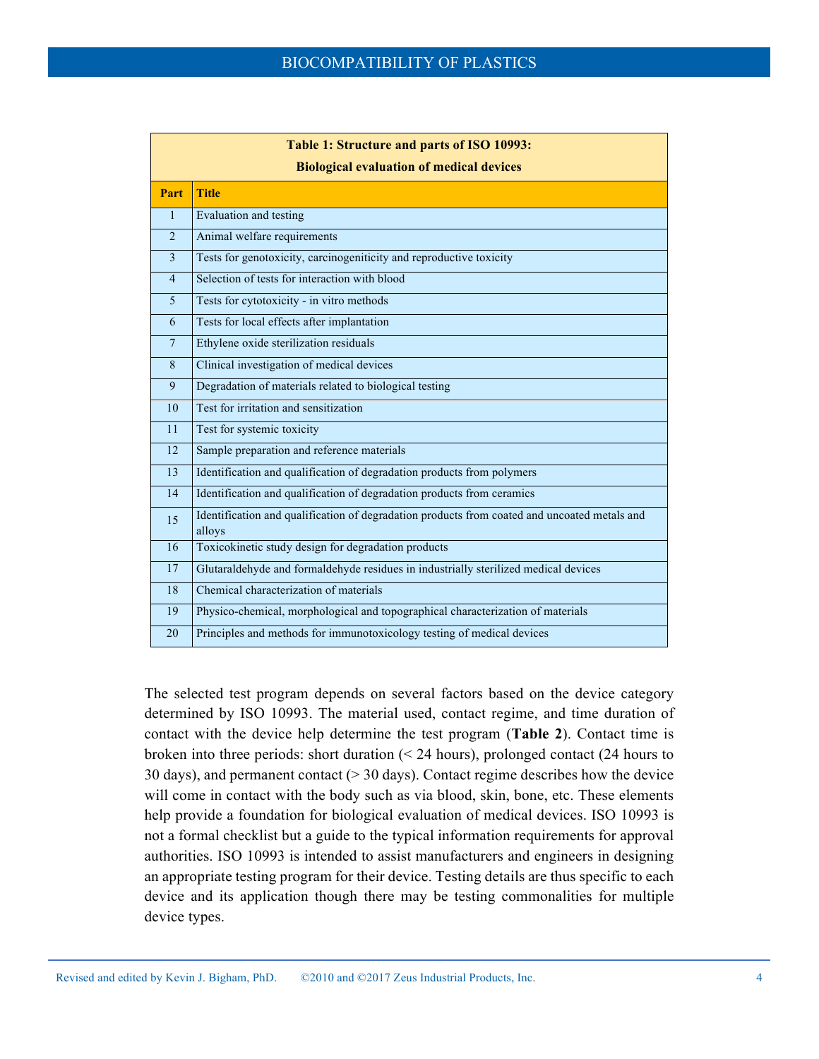**Table 1: Structure and parts of ISO 10993: Biological evaluation of medical devices**

| Part | Title |
|---|---|
| 1 | Evaluation and testing |
| 2 | Animal welfare requirements |
| 3 | Tests for genotoxicity, carcinogeniticity and reproductive toxicity |
| 4 | Selection of tests for interaction with blood |
| 5 | Tests for cytotoxicity - in vitro methods |
| 6 | Tests for local effects after implantation |
| 7 | Ethylene oxide sterilization residuals |
| 8 | Clinical investigation of medical devices |
| 9 | Degradation of materials related to biological testing |
| 10 | Test for irritation and sensitization |
| 11 | Test for systemic toxicity |
| 12 | Sample preparation and reference materials |
| 13 | Identification and qualification of degradation products from polymers |
| 14 | Identification and qualification of degradation products from ceramics |
| 15 | Identification and qualification of degradation products from coated and uncoated metals and alloys |
| 16 | Toxicokinetic study design for degradation products |
| 17 | Glutaraldehyde and formaldehyde residues in industrially sterilized medical devices |
| 18 | Chemical characterization of materials |
| 19 | Physico-chemical, morphological and topographical characterization of materials |
| 20 | Principles and methods for immunotoxicology testing of medical devices |

The selected test program depends on several factors based on the device category determined by ISO 10993. The material used, contact regime, and time duration of contact with the device help determine the test program (**Table 2**). Contact time is broken into three periods: short duration (< 24 hours), prolonged contact (24 hours to 30 days), and permanent contact (> 30 days). Contact regime describes how the device will come in contact with the body such as via blood, skin, bone, etc. These elements help provide a foundation for biological evaluation of medical devices. ISO 10993 is not a formal checklist but a guide to the typical information requirements for approval authorities. ISO 10993 is intended to assist manufacturers and engineers in designing an appropriate testing program for their device. Testing details are thus specific to each device and its application though there may be testing commonalities for multiple device types.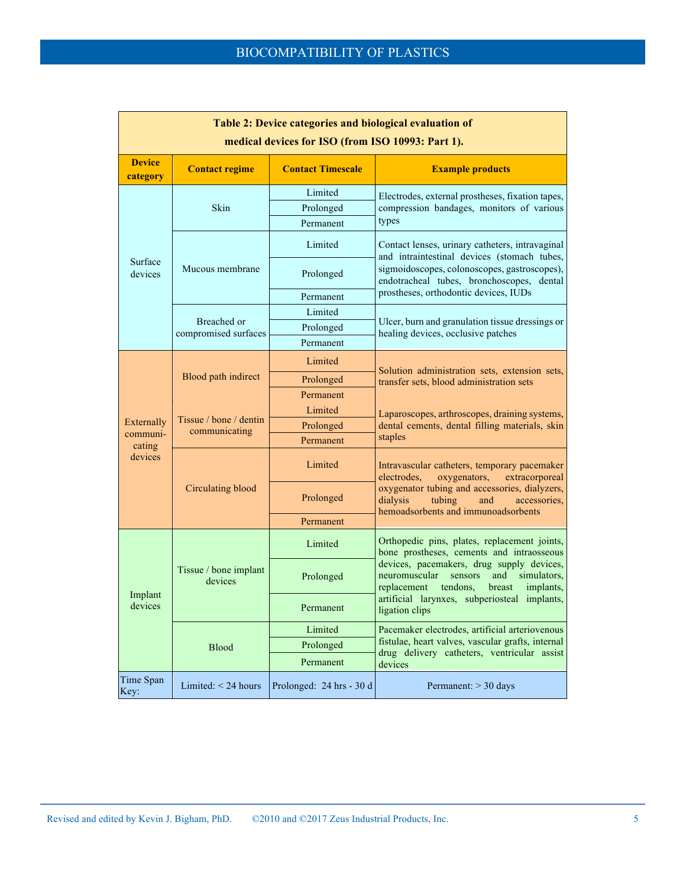**Table 2: Device categories and biological evaluation of medical devices for ISO (from ISO 10993: Part 1).**

| Device category | Contact regime | Contact Timescale | Example products |
|---|---|---|---|
| Surface devices | Skin | Limited | Electrodes, external prostheses, fixation tapes, compression bandages, monitors of various types |
| | | Prolonged | |
| | | Permanent | |
| | Mucous membrane | Limited | Contact lenses, urinary catheters, intravaginal and intraintestinal devices (stomach tubes, sigmoidoscopes, colonoscopes, gastroscopes), endotracheal tubes, bronchoscopes, dental prostheses, orthodontic devices, IUDs |
| | | Prolonged | |
| | | Permanent | |
| | Breached or compromised surfaces | Limited | Ulcer, burn and granulation tissue dressings or healing devices, occlusive patches |
| | | Prolonged | |
| | | Permanent | |
| Externally communicating devices | Blood path indirect | Limited | Solution administration sets, extension sets, transfer sets, blood administration sets |
| | | Prolonged | |
| | | Permanent | |
| | Tissue / bone / dentin communicating | Limited | Laparoscopes, arthroscopes, draining systems, dental cements, dental filling materials, skin staples |
| | | Prolonged | |
| | | Permanent | |
| | Circulating blood | Limited | Intravascular catheters, temporary pacemaker electrodes, oxygenators, extracorporeal oxygenator tubing and accessories, dialyzers, dialysis tubing and accessories, hemoadsorbents and immunoadsorbents |
| | | Prolonged | |
| | | Permanent | |
| Implant devices | Tissue / bone implant devices | Limited | Orthopedic pins, plates, replacement joints, bone prostheses, cements and intraosseous devices, pacemakers, drug supply devices, neuromuscular sensors and simulators, replacement tendons, breast implants, artificial larynxes, subperiosteal implants, ligation clips |
| | | Prolonged | |
| | | Permanent | |
| | Blood | Limited | Pacemaker electrodes, artificial arteriovenous fistulae, heart valves, vascular grafts, internal drug delivery catheters, ventricular assist devices |
| | | Prolonged | |
| | | Permanent | |
| Time Span Key: | Limited: < 24 hours | Prolonged: 24 hrs - 30 d | Permanent: > 30 days |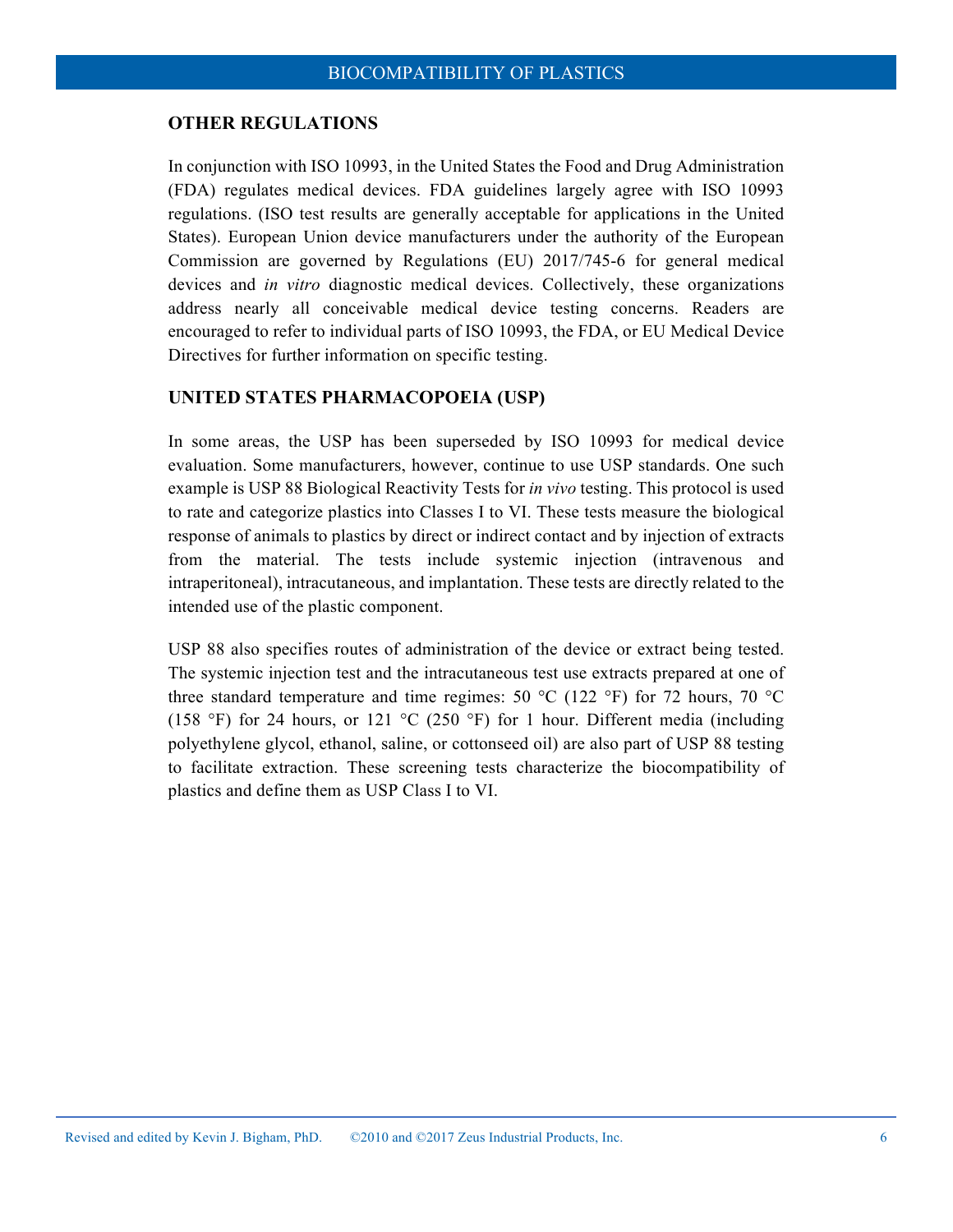## OTHER REGULATIONS

In conjunction with ISO 10993, in the United States the Food and Drug Administration (FDA) regulates medical devices. FDA guidelines largely agree with ISO 10993 regulations. (ISO test results are generally acceptable for applications in the United States). European Union device manufacturers under the authority of the European Commission are governed by Regulations (EU) 2017/745-6 for general medical devices and *in vitro* diagnostic medical devices. Collectively, these organizations address nearly all conceivable medical device testing concerns. Readers are encouraged to refer to individual parts of ISO 10993, the FDA, or EU Medical Device Directives for further information on specific testing.

## UNITED STATES PHARMACOPOEIA (USP)

In some areas, the USP has been superseded by ISO 10993 for medical device evaluation. Some manufacturers, however, continue to use USP standards. One such example is USP 88 Biological Reactivity Tests for *in vivo* testing. This protocol is used to rate and categorize plastics into Classes I to VI. These tests measure the biological response of animals to plastics by direct or indirect contact and by injection of extracts from the material. The tests include systemic injection (intravenous and intraperitoneal), intracutaneous, and implantation. These tests are directly related to the intended use of the plastic component.

USP 88 also specifies routes of administration of the device or extract being tested. The systemic injection test and the intracutaneous test use extracts prepared at one of three standard temperature and time regimes: 50 °C (122 °F) for 72 hours, 70 °C (158 °F) for 24 hours, or 121 °C (250 °F) for 1 hour. Different media (including polyethylene glycol, ethanol, saline, or cottonseed oil) are also part of USP 88 testing to facilitate extraction. These screening tests characterize the biocompatibility of plastics and define them as USP Class I to VI.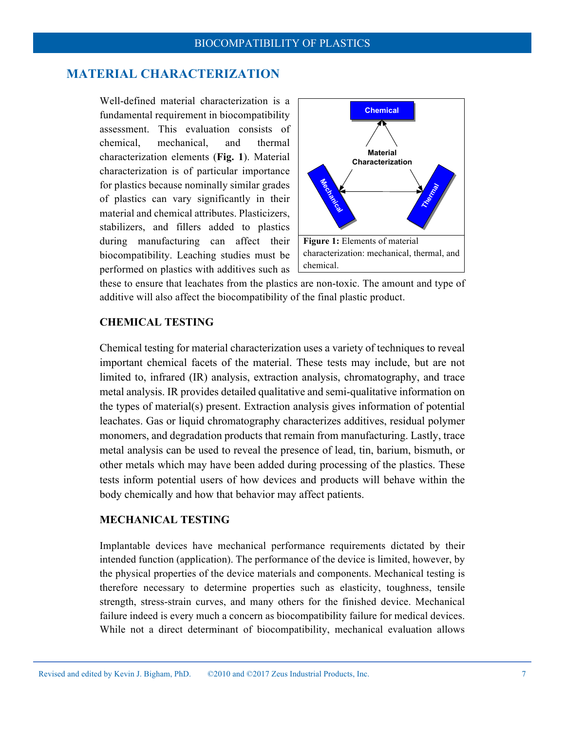## MATERIAL CHARACTERIZATION

Well-defined material characterization is a fundamental requirement in biocompatibility assessment. This evaluation consists of chemical, mechanical, and thermal characterization elements (**Fig. 1**). Material characterization is of particular importance for plastics because nominally similar grades of plastics can vary significantly in their material and chemical attributes. Plasticizers, stabilizers, and fillers added to plastics during manufacturing can affect their biocompatibility. Leaching studies must be performed on plastics with additives such as these to ensure that leachates from the plastics are non-toxic. The amount and type of additive will also affect the biocompatibility of the final plastic product.

**Figure 1:** Elements of material characterization: mechanical, thermal, and chemical.

### CHEMICAL TESTING

Chemical testing for material characterization uses a variety of techniques to reveal important chemical facets of the material. These tests may include, but are not limited to, infrared (IR) analysis, extraction analysis, chromatography, and trace metal analysis. IR provides detailed qualitative and semi-qualitative information on the types of material(s) present. Extraction analysis gives information of potential leachates. Gas or liquid chromatography characterizes additives, residual polymer monomers, and degradation products that remain from manufacturing. Lastly, trace metal analysis can be used to reveal the presence of lead, tin, barium, bismuth, or other metals which may have been added during processing of the plastics. These tests inform potential users of how devices and products will behave within the body chemically and how that behavior may affect patients.

### MECHANICAL TESTING

Implantable devices have mechanical performance requirements dictated by their intended function (application). The performance of the device is limited, however, by the physical properties of the device materials and components. Mechanical testing is therefore necessary to determine properties such as elasticity, toughness, tensile strength, stress-strain curves, and many others for the finished device. Mechanical failure indeed is every much a concern as biocompatibility failure for medical devices. While not a direct determinant of biocompatibility, mechanical evaluation allows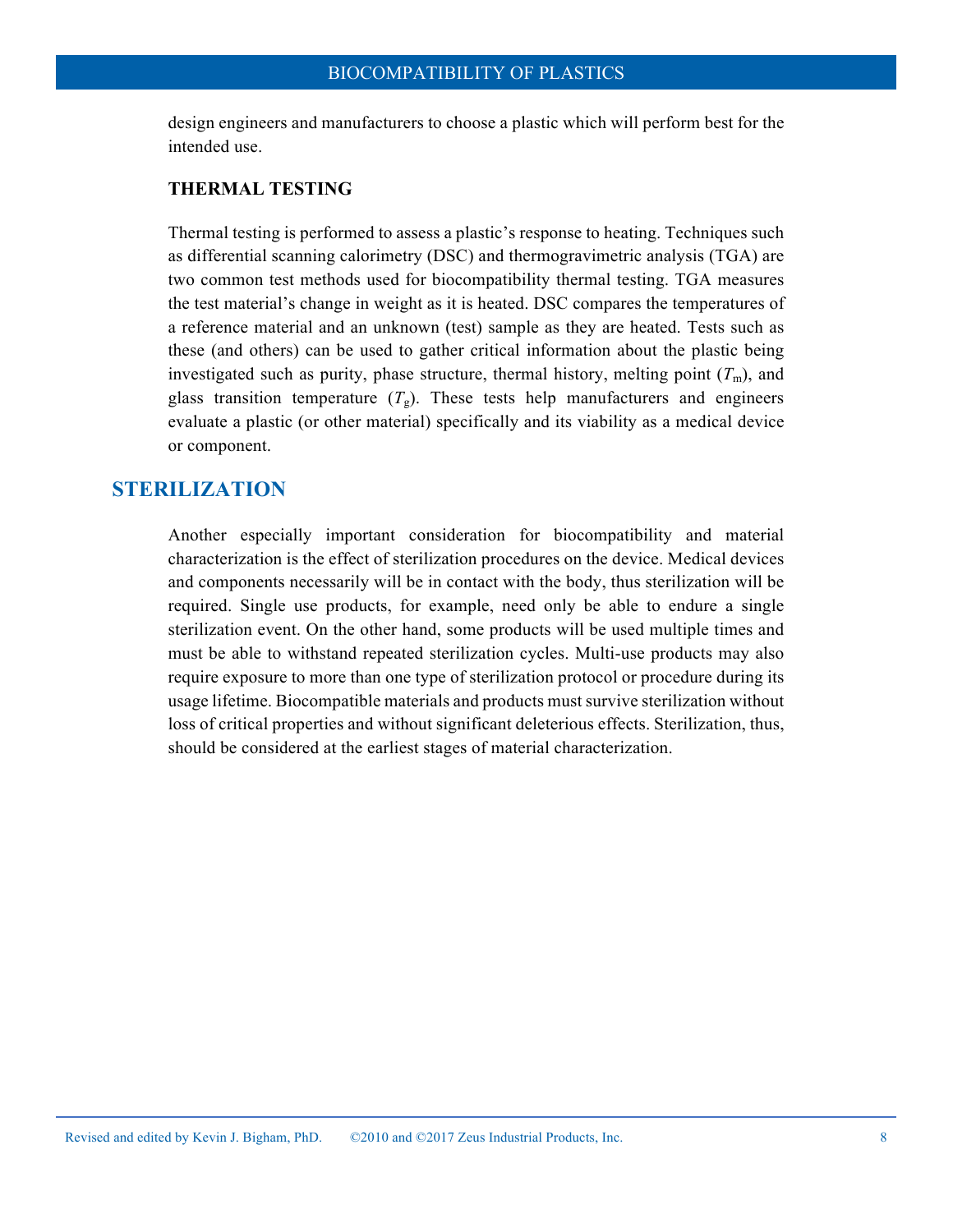design engineers and manufacturers to choose a plastic which will perform best for the intended use.

### THERMAL TESTING

Thermal testing is performed to assess a plastic's response to heating. Techniques such as differential scanning calorimetry (DSC) and thermogravimetric analysis (TGA) are two common test methods used for biocompatibility thermal testing. TGA measures the test material's change in weight as it is heated. DSC compares the temperatures of a reference material and an unknown (test) sample as they are heated. Tests such as these (and others) can be used to gather critical information about the plastic being investigated such as purity, phase structure, thermal history, melting point ($T_m$), and glass transition temperature ($T_g$). These tests help manufacturers and engineers evaluate a plastic (or other material) specifically and its viability as a medical device or component.

## STERILIZATION

Another especially important consideration for biocompatibility and material characterization is the effect of sterilization procedures on the device. Medical devices and components necessarily will be in contact with the body, thus sterilization will be required. Single use products, for example, need only be able to endure a single sterilization event. On the other hand, some products will be used multiple times and must be able to withstand repeated sterilization cycles. Multi-use products may also require exposure to more than one type of sterilization protocol or procedure during its usage lifetime. Biocompatible materials and products must survive sterilization without loss of critical properties and without significant deleterious effects. Sterilization, thus, should be considered at the earliest stages of material characterization.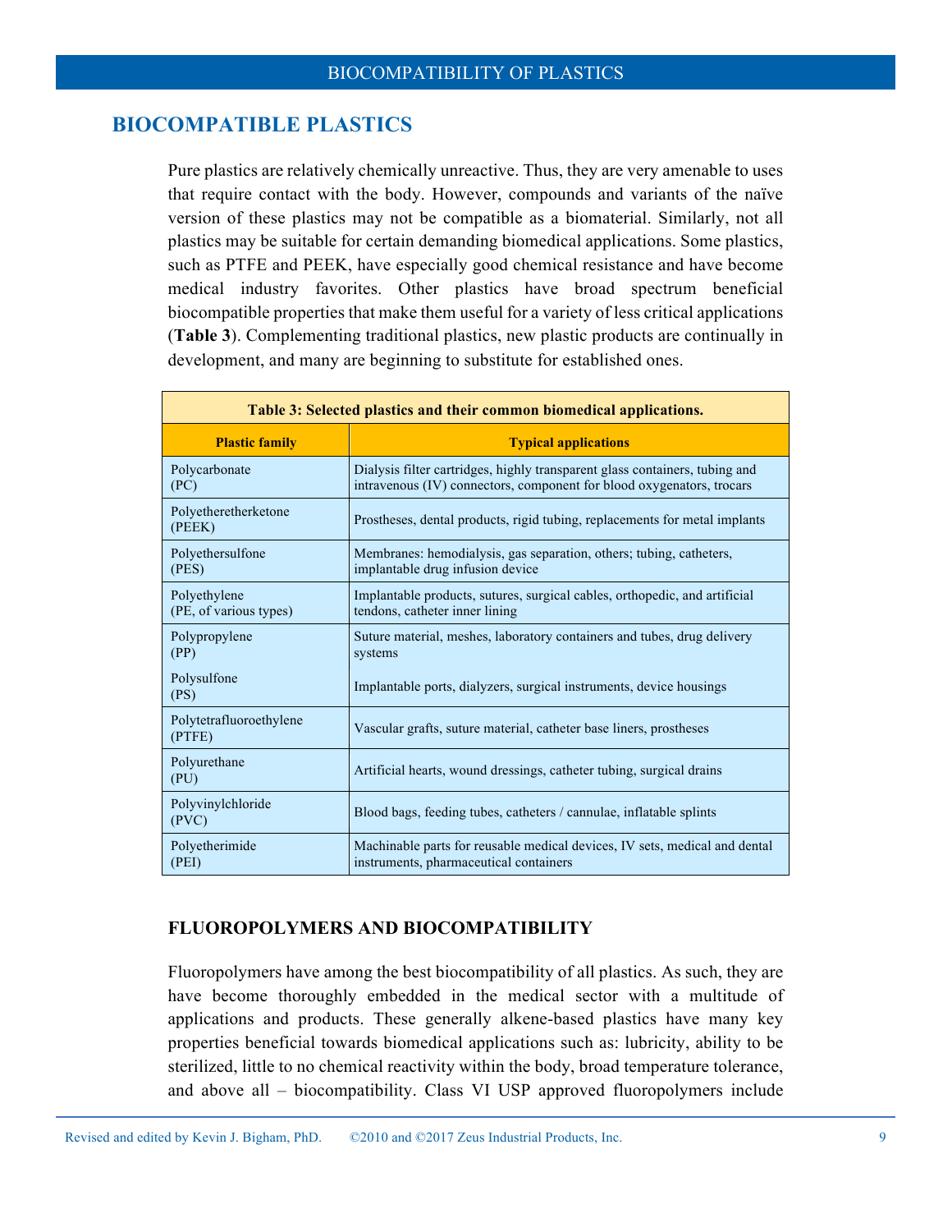## BIOCOMPATIBLE PLASTICS

Pure plastics are relatively chemically unreactive. Thus, they are very amenable to uses that require contact with the body. However, compounds and variants of the naïve version of these plastics may not be compatible as a biomaterial. Similarly, not all plastics may be suitable for certain demanding biomedical applications. Some plastics, such as PTFE and PEEK, have especially good chemical resistance and have become medical industry favorites. Other plastics have broad spectrum beneficial biocompatible properties that make them useful for a variety of less critical applications (**Table 3**). Complementing traditional plastics, new plastic products are continually in development, and many are beginning to substitute for established ones.

**Table 3: Selected plastics and their common biomedical applications.**

| Plastic family | Typical applications |
|---|---|
| Polycarbonate (PC) | Dialysis filter cartridges, highly transparent glass containers, tubing and intravenous (IV) connectors, component for blood oxygenators, trocars |
| Polyetheretherketone (PEEK) | Prostheses, dental products, rigid tubing, replacements for metal implants |
| Polyethersulfone (PES) | Membranes: hemodialysis, gas separation, others; tubing, catheters, implantable drug infusion device |
| Polyethylene (PE, of various types) | Implantable products, sutures, surgical cables, orthopedic, and artificial tendons, catheter inner lining |
| Polypropylene (PP) | Suture material, meshes, laboratory containers and tubes, drug delivery systems |
| Polysulfone (PS) | Implantable ports, dialyzers, surgical instruments, device housings |
| Polytetrafluoroethylene (PTFE) | Vascular grafts, suture material, catheter base liners, prostheses |
| Polyurethane (PU) | Artificial hearts, wound dressings, catheter tubing, surgical drains |
| Polyvinylchloride (PVC) | Blood bags, feeding tubes, catheters / cannulae, inflatable splints |
| Polyetherimide (PEI) | Machinable parts for reusable medical devices, IV sets, medical and dental instruments, pharmaceutical containers |

### FLUOROPOLYMERS AND BIOCOMPATIBILITY

Fluoropolymers have among the best biocompatibility of all plastics. As such, they are have become thoroughly embedded in the medical sector with a multitude of applications and products. These generally alkene-based plastics have many key properties beneficial towards biomedical applications such as: lubricity, ability to be sterilized, little to no chemical reactivity within the body, broad temperature tolerance, and above all – biocompatibility. Class VI USP approved fluoropolymers include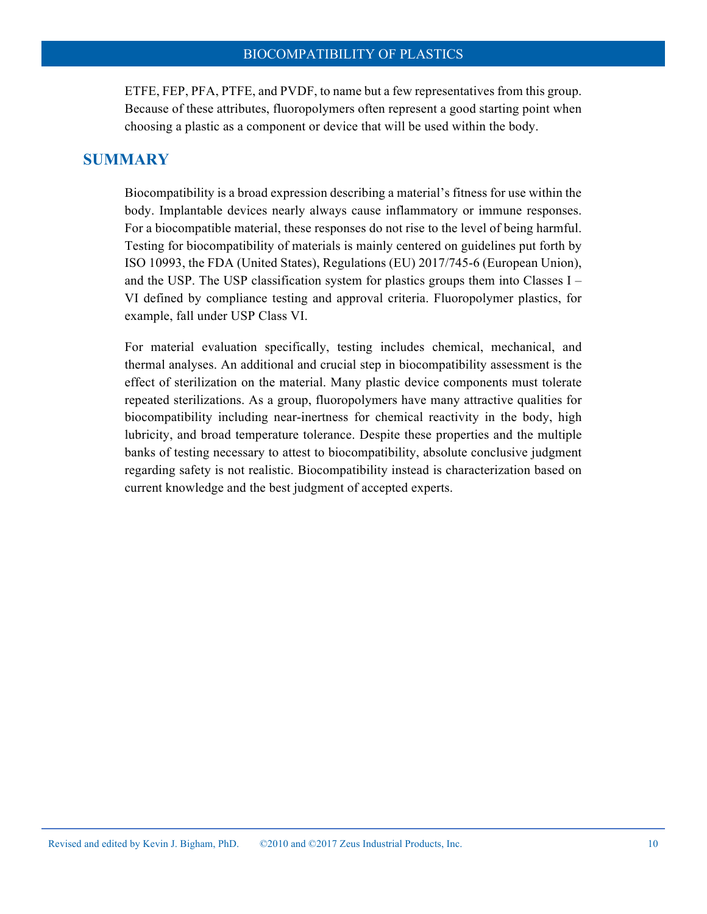ETFE, FEP, PFA, PTFE, and PVDF, to name but a few representatives from this group. Because of these attributes, fluoropolymers often represent a good starting point when choosing a plastic as a component or device that will be used within the body.

## SUMMARY

Biocompatibility is a broad expression describing a material's fitness for use within the body. Implantable devices nearly always cause inflammatory or immune responses. For a biocompatible material, these responses do not rise to the level of being harmful. Testing for biocompatibility of materials is mainly centered on guidelines put forth by ISO 10993, the FDA (United States), Regulations (EU) 2017/745-6 (European Union), and the USP. The USP classification system for plastics groups them into Classes I – VI defined by compliance testing and approval criteria. Fluoropolymer plastics, for example, fall under USP Class VI.

For material evaluation specifically, testing includes chemical, mechanical, and thermal analyses. An additional and crucial step in biocompatibility assessment is the effect of sterilization on the material. Many plastic device components must tolerate repeated sterilizations. As a group, fluoropolymers have many attractive qualities for biocompatibility including near-inertness for chemical reactivity in the body, high lubricity, and broad temperature tolerance. Despite these properties and the multiple banks of testing necessary to attest to biocompatibility, absolute conclusive judgment regarding safety is not realistic. Biocompatibility instead is characterization based on current knowledge and the best judgment of accepted experts.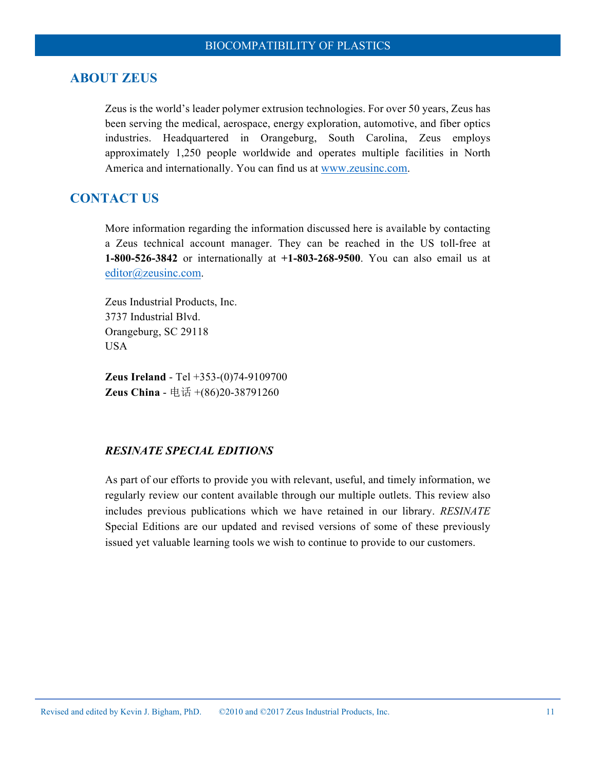## ABOUT ZEUS

Zeus is the world's leader polymer extrusion technologies. For over 50 years, Zeus has been serving the medical, aerospace, energy exploration, automotive, and fiber optics industries. Headquartered in Orangeburg, South Carolina, Zeus employs approximately 1,250 people worldwide and operates multiple facilities in North America and internationally. You can find us at [www.zeusinc.com](http://www.zeusinc.com).

## CONTACT US

More information regarding the information discussed here is available by contacting a Zeus technical account manager. They can be reached in the US toll-free at **1-800-526-3842** or internationally at **+1-803-268-9500**. You can also email us at [editor@zeusinc.com](mailto:editor@zeusinc.com).

Zeus Industrial Products, Inc.
3737 Industrial Blvd.
Orangeburg, SC 29118
USA

**Zeus Ireland** - Tel +353-(0)74-9109700
**Zeus China** - 电话 +(86)20-38791260

### *RESINATE SPECIAL EDITIONS*

As part of our efforts to provide you with relevant, useful, and timely information, we regularly review our content available through our multiple outlets. This review also includes previous publications which we have retained in our library. *RESINATE* Special Editions are our updated and revised versions of some of these previously issued yet valuable learning tools we wish to continue to provide to our customers.